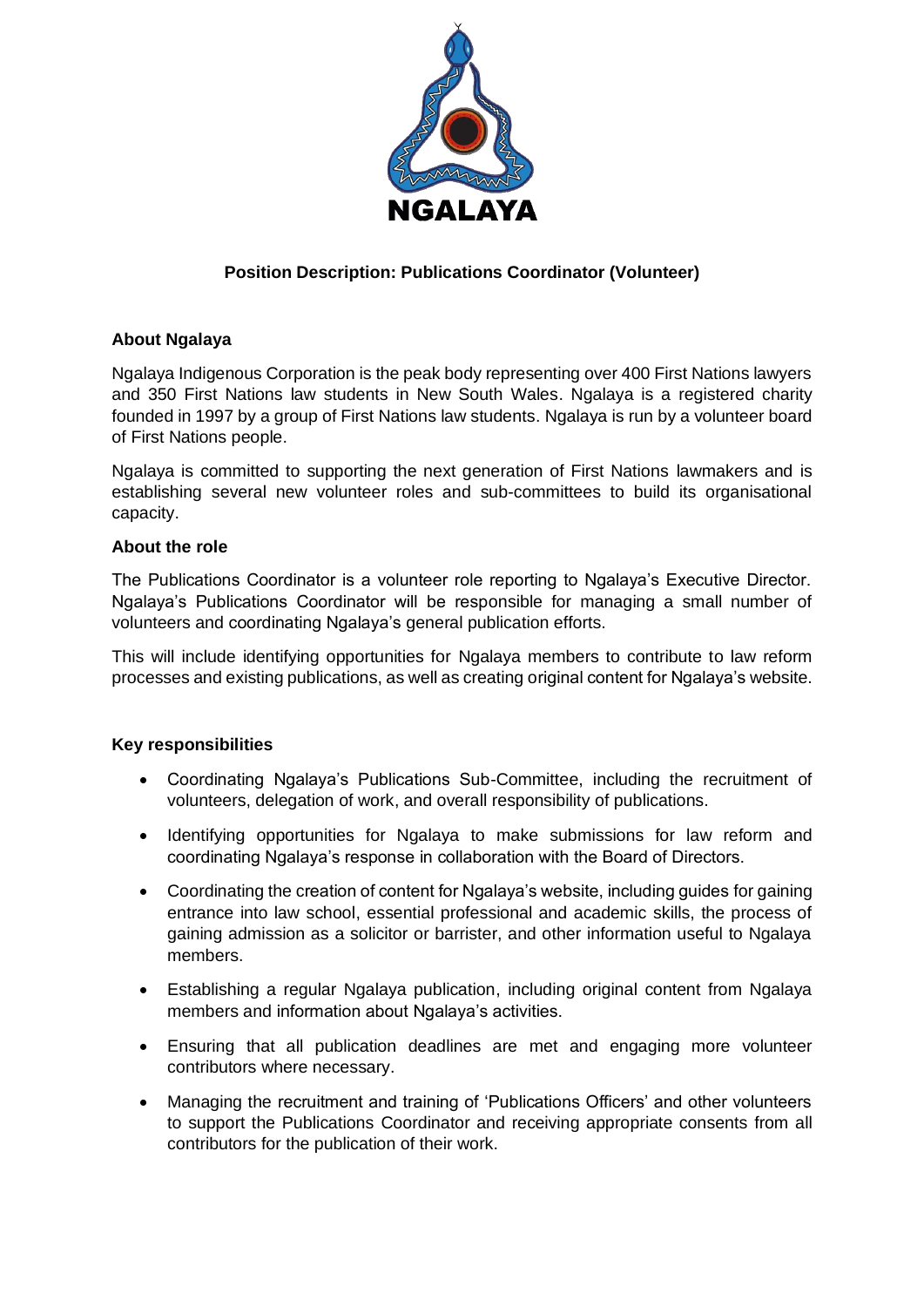NGALAYA

# Position Description: Publications Coordinator (Volunteer)

## About Ngalaya

Ngalaya Indigenous Corporation is the peak body representing over 400 First Nations lawyers and 350 First Nations law students in New South Wales. Ngalaya is a registered charity founded in 1997 by a group of First Nations law students. Ngalaya is run by a volunteer board of First Nations people.

Ngalaya is committed to supporting the next generation of First Nations lawmakers and is establishing several new volunteer roles and sub-committees to build its organisational capacity.

## About the role

The Publications Coordinator is a volunteer role reporting to Ngalaya's Executive Director. Ngalaya's Publications Coordinator will be responsible for managing a small number of volunteers and coordinating Ngalaya's general publication efforts.

This will include identifying opportunities for Ngalaya members to contribute to law reform processes and existing publications, as well as creating original content for Ngalaya's website.

## Key responsibilities

- Coordinating Ngalaya's Publications Sub-Committee, including the recruitment of volunteers, delegation of work, and overall responsibility of publications.
- Identifying opportunities for Ngalaya to make submissions for law reform and coordinating Ngalaya's response in collaboration with the Board of Directors.
- Coordinating the creation of content for Ngalaya's website, including guides for gaining entrance into law school, essential professional and academic skills, the process of gaining admission as a solicitor or barrister, and other information useful to Ngalaya members.
- Establishing a regular Ngalaya publication, including original content from Ngalaya members and information about Ngalaya's activities.
- Ensuring that all publication deadlines are met and engaging more volunteer contributors where necessary.
- Managing the recruitment and training of 'Publications Officers' and other volunteers to support the Publications Coordinator and receiving appropriate consents from all contributors for the publication of their work.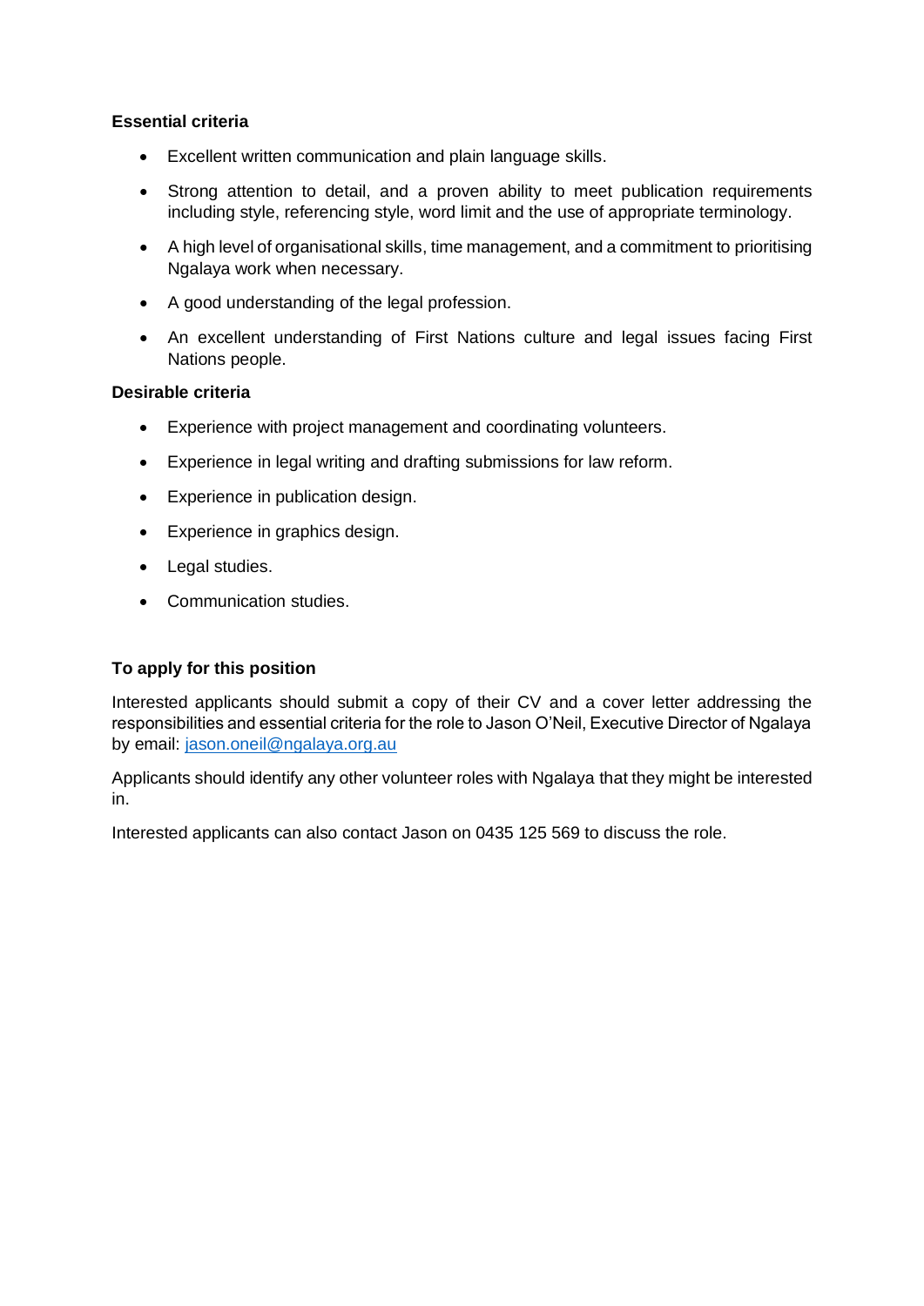**Essential criteria**

- Excellent written communication and plain language skills.
- Strong attention to detail, and a proven ability to meet publication requirements including style, referencing style, word limit and the use of appropriate terminology.
- A high level of organisational skills, time management, and a commitment to prioritising Ngalaya work when necessary.
- A good understanding of the legal profession.
- An excellent understanding of First Nations culture and legal issues facing First Nations people.

**Desirable criteria**

- Experience with project management and coordinating volunteers.
- Experience in legal writing and drafting submissions for law reform.
- Experience in publication design.
- Experience in graphics design.
- Legal studies.
- Communication studies.

**To apply for this position**

Interested applicants should submit a copy of their CV and a cover letter addressing the responsibilities and essential criteria for the role to Jason O'Neil, Executive Director of Ngalaya by email: jason.oneil@ngalaya.org.au

Applicants should identify any other volunteer roles with Ngalaya that they might be interested in.

Interested applicants can also contact Jason on 0435 125 569 to discuss the role.